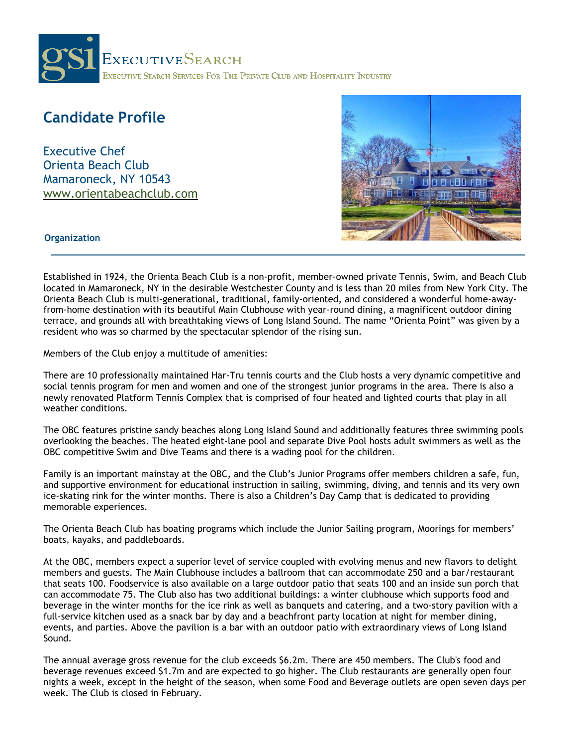gsi ExecutiveSearch

Executive Search Services For The Private Club and Hospitality Industry

# Candidate Profile

Executive Chef
Orienta Beach Club
Mamaroneck, NY 10543
www.orientabeachclub.com

## Organization

Established in 1924, the Orienta Beach Club is a non-profit, member-owned private Tennis, Swim, and Beach Club located in Mamaroneck, NY in the desirable Westchester County and is less than 20 miles from New York City. The Orienta Beach Club is multi-generational, traditional, family-oriented, and considered a wonderful home-away-from-home destination with its beautiful Main Clubhouse with year-round dining, a magnificent outdoor dining terrace, and grounds all with breathtaking views of Long Island Sound. The name "Orienta Point" was given by a resident who was so charmed by the spectacular splendor of the rising sun.

Members of the Club enjoy a multitude of amenities:

There are 10 professionally maintained Har-Tru tennis courts and the Club hosts a very dynamic competitive and social tennis program for men and women and one of the strongest junior programs in the area. There is also a newly renovated Platform Tennis Complex that is comprised of four heated and lighted courts that play in all weather conditions.

The OBC features pristine sandy beaches along Long Island Sound and additionally features three swimming pools overlooking the beaches. The heated eight-lane pool and separate Dive Pool hosts adult swimmers as well as the OBC competitive Swim and Dive Teams and there is a wading pool for the children.

Family is an important mainstay at the OBC, and the Club's Junior Programs offer members children a safe, fun, and supportive environment for educational instruction in sailing, swimming, diving, and tennis and its very own ice-skating rink for the winter months. There is also a Children's Day Camp that is dedicated to providing memorable experiences.

The Orienta Beach Club has boating programs which include the Junior Sailing program, Moorings for members' boats, kayaks, and paddleboards.

At the OBC, members expect a superior level of service coupled with evolving menus and new flavors to delight members and guests. The Main Clubhouse includes a ballroom that can accommodate 250 and a bar/restaurant that seats 100. Foodservice is also available on a large outdoor patio that seats 100 and an inside sun porch that can accommodate 75. The Club also has two additional buildings: a winter clubhouse which supports food and beverage in the winter months for the ice rink as well as banquets and catering, and a two-story pavilion with a full-service kitchen used as a snack bar by day and a beachfront party location at night for member dining, events, and parties. Above the pavilion is a bar with an outdoor patio with extraordinary views of Long Island Sound.

The annual average gross revenue for the club exceeds $6.2m. There are 450 members. The Club's food and beverage revenues exceed $1.7m and are expected to go higher. The Club restaurants are generally open four nights a week, except in the height of the season, when some Food and Beverage outlets are open seven days per week. The Club is closed in February.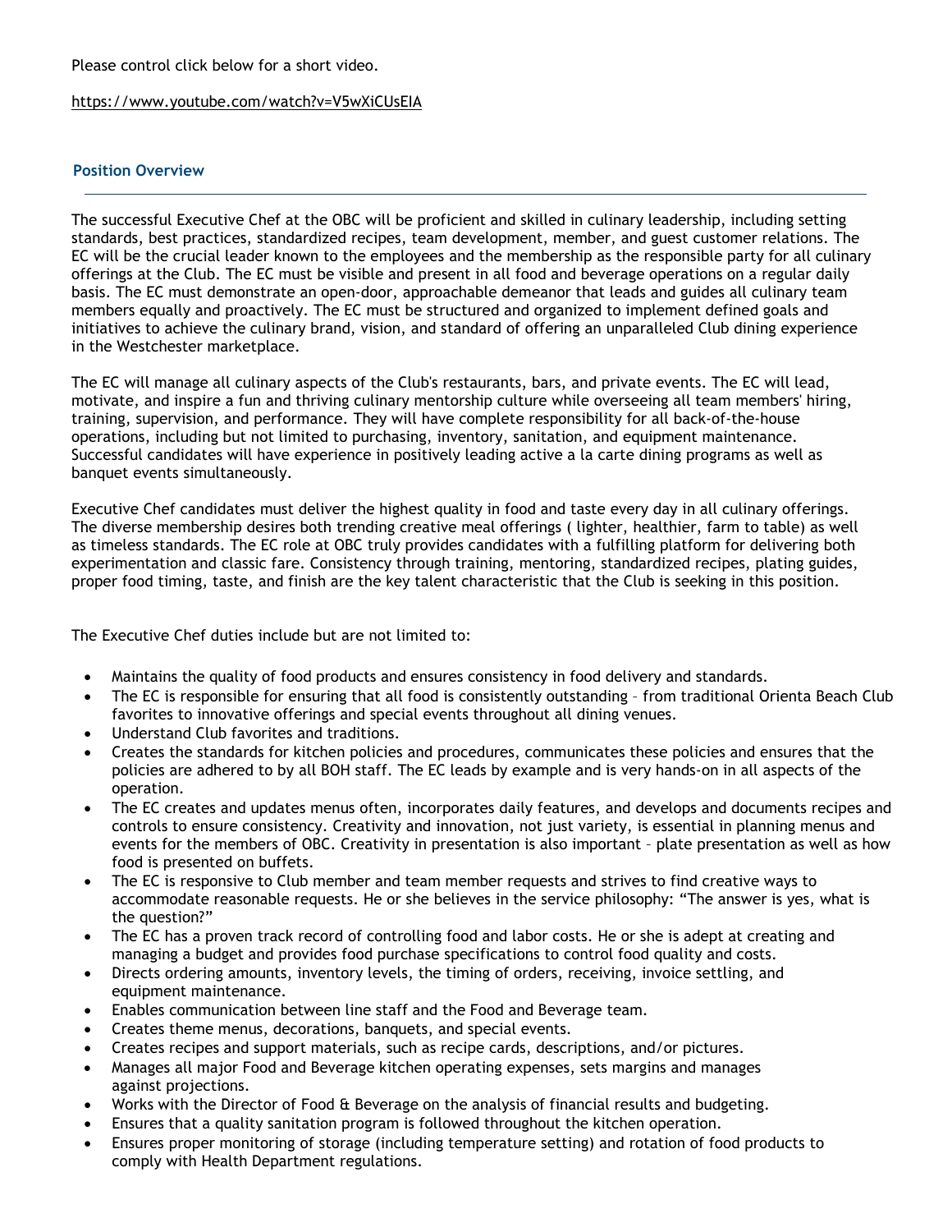Please control click below for a short video.

https://www.youtube.com/watch?v=V5wXiCUsEIA

## Position Overview

The successful Executive Chef at the OBC will be proficient and skilled in culinary leadership, including setting standards, best practices, standardized recipes, team development, member, and guest customer relations. The EC will be the crucial leader known to the employees and the membership as the responsible party for all culinary offerings at the Club. The EC must be visible and present in all food and beverage operations on a regular daily basis. The EC must demonstrate an open-door, approachable demeanor that leads and guides all culinary team members equally and proactively. The EC must be structured and organized to implement defined goals and initiatives to achieve the culinary brand, vision, and standard of offering an unparalleled Club dining experience in the Westchester marketplace.

The EC will manage all culinary aspects of the Club's restaurants, bars, and private events. The EC will lead, motivate, and inspire a fun and thriving culinary mentorship culture while overseeing all team members' hiring, training, supervision, and performance. They will have complete responsibility for all back-of-the-house operations, including but not limited to purchasing, inventory, sanitation, and equipment maintenance. Successful candidates will have experience in positively leading active a la carte dining programs as well as banquet events simultaneously.

Executive Chef candidates must deliver the highest quality in food and taste every day in all culinary offerings. The diverse membership desires both trending creative meal offerings ( lighter, healthier, farm to table) as well as timeless standards. The EC role at OBC truly provides candidates with a fulfilling platform for delivering both experimentation and classic fare. Consistency through training, mentoring, standardized recipes, plating guides, proper food timing, taste, and finish are the key talent characteristic that the Club is seeking in this position.

The Executive Chef duties include but are not limited to:

- Maintains the quality of food products and ensures consistency in food delivery and standards.
- The EC is responsible for ensuring that all food is consistently outstanding – from traditional Orienta Beach Club favorites to innovative offerings and special events throughout all dining venues.
- Understand Club favorites and traditions.
- Creates the standards for kitchen policies and procedures, communicates these policies and ensures that the policies are adhered to by all BOH staff. The EC leads by example and is very hands-on in all aspects of the operation.
- The EC creates and updates menus often, incorporates daily features, and develops and documents recipes and controls to ensure consistency. Creativity and innovation, not just variety, is essential in planning menus and events for the members of OBC. Creativity in presentation is also important – plate presentation as well as how food is presented on buffets.
- The EC is responsive to Club member and team member requests and strives to find creative ways to accommodate reasonable requests. He or she believes in the service philosophy: "The answer is yes, what is the question?"
- The EC has a proven track record of controlling food and labor costs. He or she is adept at creating and managing a budget and provides food purchase specifications to control food quality and costs.
- Directs ordering amounts, inventory levels, the timing of orders, receiving, invoice settling, and equipment maintenance.
- Enables communication between line staff and the Food and Beverage team.
- Creates theme menus, decorations, banquets, and special events.
- Creates recipes and support materials, such as recipe cards, descriptions, and/or pictures.
- Manages all major Food and Beverage kitchen operating expenses, sets margins and manages against projections.
- Works with the Director of Food & Beverage on the analysis of financial results and budgeting.
- Ensures that a quality sanitation program is followed throughout the kitchen operation.
- Ensures proper monitoring of storage (including temperature setting) and rotation of food products to comply with Health Department regulations.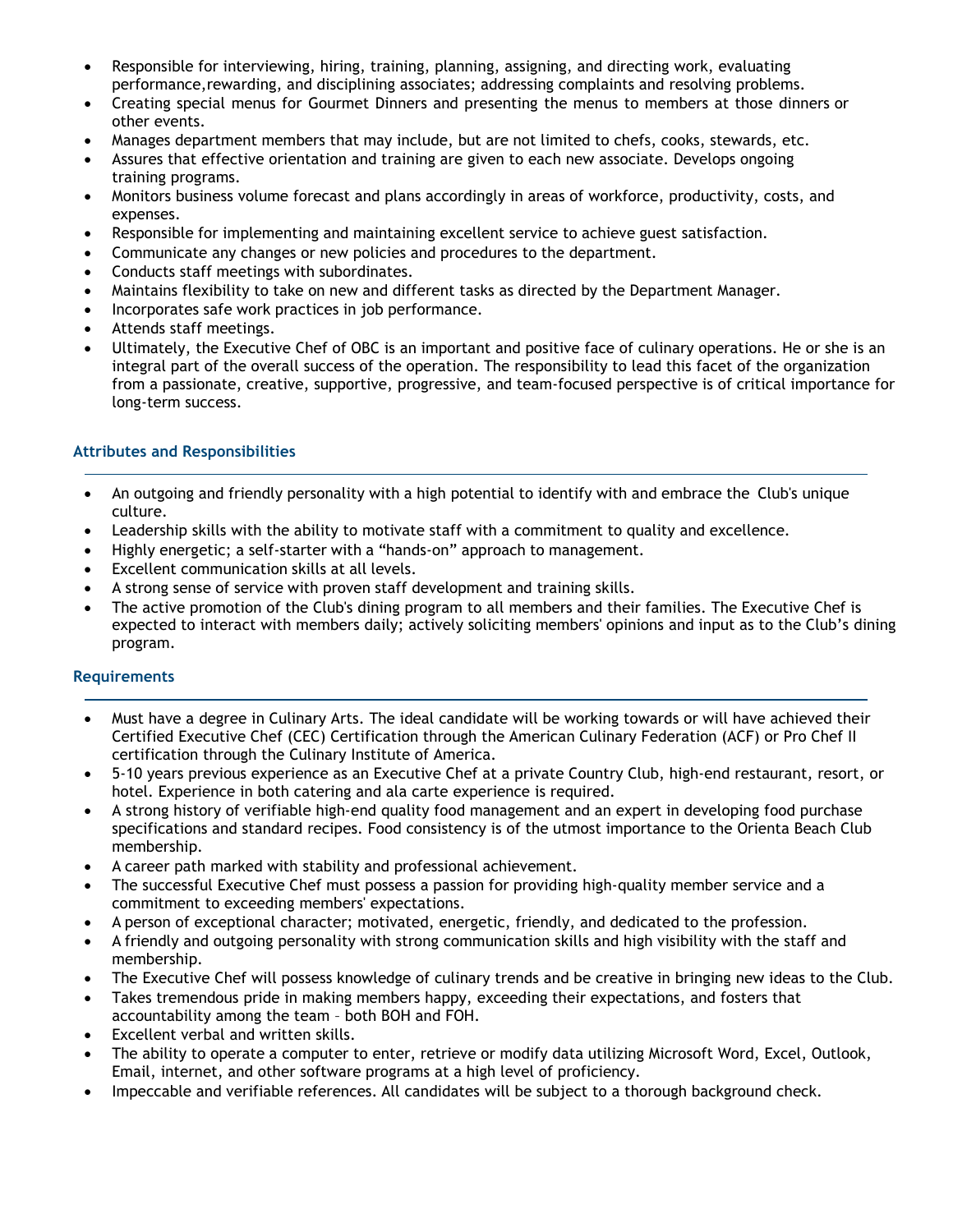- Responsible for interviewing, hiring, training, planning, assigning, and directing work, evaluating performance,rewarding, and disciplining associates; addressing complaints and resolving problems.
- Creating special menus for Gourmet Dinners and presenting the menus to members at those dinners or other events.
- Manages department members that may include, but are not limited to chefs, cooks, stewards, etc.
- Assures that effective orientation and training are given to each new associate. Develops ongoing training programs.
- Monitors business volume forecast and plans accordingly in areas of workforce, productivity, costs, and expenses.
- Responsible for implementing and maintaining excellent service to achieve guest satisfaction.
- Communicate any changes or new policies and procedures to the department.
- Conducts staff meetings with subordinates.
- Maintains flexibility to take on new and different tasks as directed by the Department Manager.
- Incorporates safe work practices in job performance.
- Attends staff meetings.
- Ultimately, the Executive Chef of OBC is an important and positive face of culinary operations. He or she is an integral part of the overall success of the operation. The responsibility to lead this facet of the organization from a passionate, creative, supportive, progressive, and team-focused perspective is of critical importance for long-term success.

### Attributes and Responsibilities

- An outgoing and friendly personality with a high potential to identify with and embrace the Club's unique culture.
- Leadership skills with the ability to motivate staff with a commitment to quality and excellence.
- Highly energetic; a self-starter with a "hands-on" approach to management.
- Excellent communication skills at all levels.
- A strong sense of service with proven staff development and training skills.
- The active promotion of the Club's dining program to all members and their families. The Executive Chef is expected to interact with members daily; actively soliciting members' opinions and input as to the Club's dining program.

### Requirements

- Must have a degree in Culinary Arts. The ideal candidate will be working towards or will have achieved their Certified Executive Chef (CEC) Certification through the American Culinary Federation (ACF) or Pro Chef II certification through the Culinary Institute of America.
- 5-10 years previous experience as an Executive Chef at a private Country Club, high-end restaurant, resort, or hotel. Experience in both catering and ala carte experience is required.
- A strong history of verifiable high-end quality food management and an expert in developing food purchase specifications and standard recipes. Food consistency is of the utmost importance to the Orienta Beach Club membership.
- A career path marked with stability and professional achievement.
- The successful Executive Chef must possess a passion for providing high-quality member service and a commitment to exceeding members' expectations.
- A person of exceptional character; motivated, energetic, friendly, and dedicated to the profession.
- A friendly and outgoing personality with strong communication skills and high visibility with the staff and membership.
- The Executive Chef will possess knowledge of culinary trends and be creative in bringing new ideas to the Club.
- Takes tremendous pride in making members happy, exceeding their expectations, and fosters that accountability among the team – both BOH and FOH.
- Excellent verbal and written skills.
- The ability to operate a computer to enter, retrieve or modify data utilizing Microsoft Word, Excel, Outlook, Email, internet, and other software programs at a high level of proficiency.
- Impeccable and verifiable references. All candidates will be subject to a thorough background check.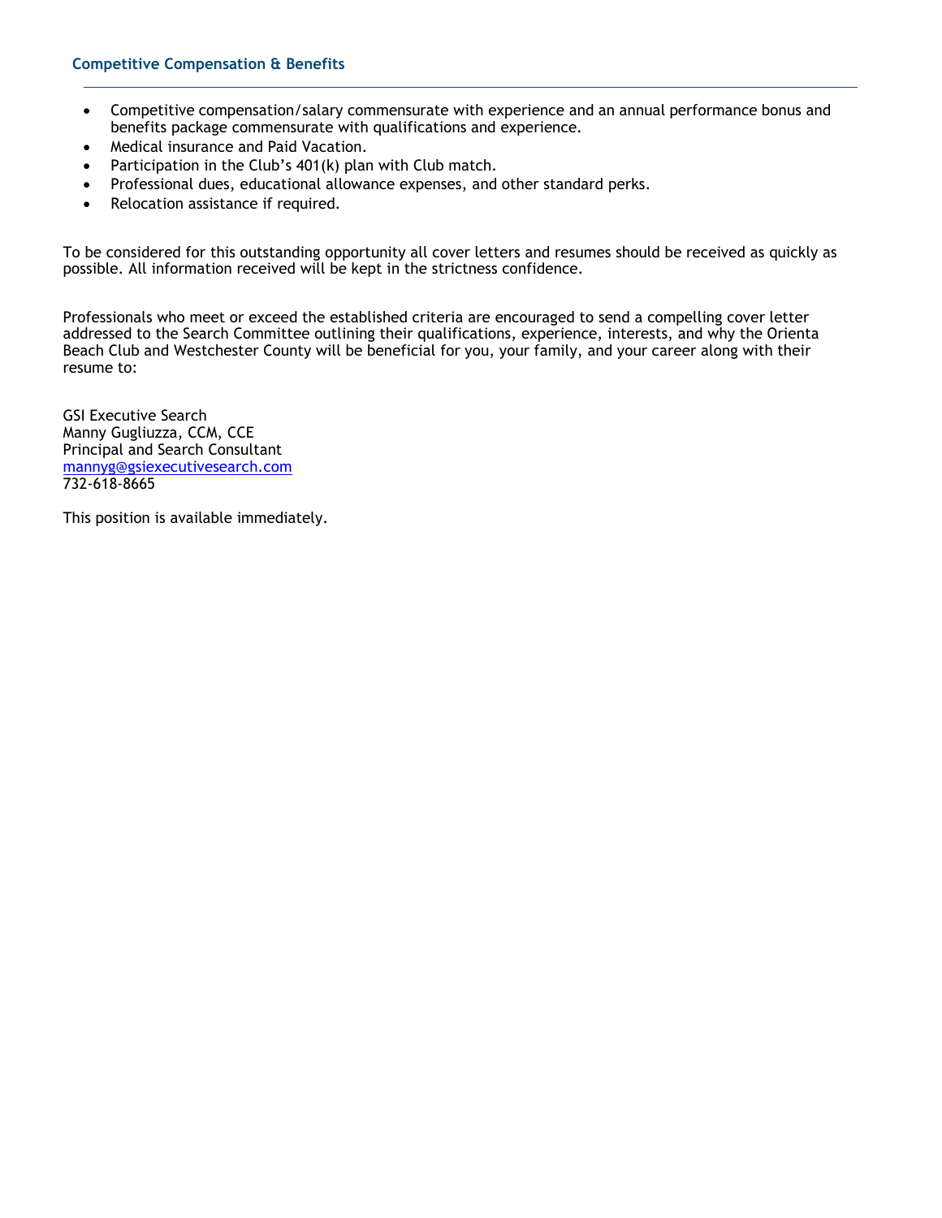### Competitive Compensation & Benefits

- Competitive compensation/salary commensurate with experience and an annual performance bonus and benefits package commensurate with qualifications and experience.
- Medical insurance and Paid Vacation.
- Participation in the Club's 401(k) plan with Club match.
- Professional dues, educational allowance expenses, and other standard perks.
- Relocation assistance if required.

To be considered for this outstanding opportunity all cover letters and resumes should be received as quickly as possible. All information received will be kept in the strictness confidence.

Professionals who meet or exceed the established criteria are encouraged to send a compelling cover letter addressed to the Search Committee outlining their qualifications, experience, interests, and why the Orienta Beach Club and Westchester County will be beneficial for you, your family, and your career along with their resume to:

GSI Executive Search
Manny Gugliuzza, CCM, CCE
Principal and Search Consultant
mannyg@gsiexecutivesearch.com
732-618-8665

This position is available immediately.